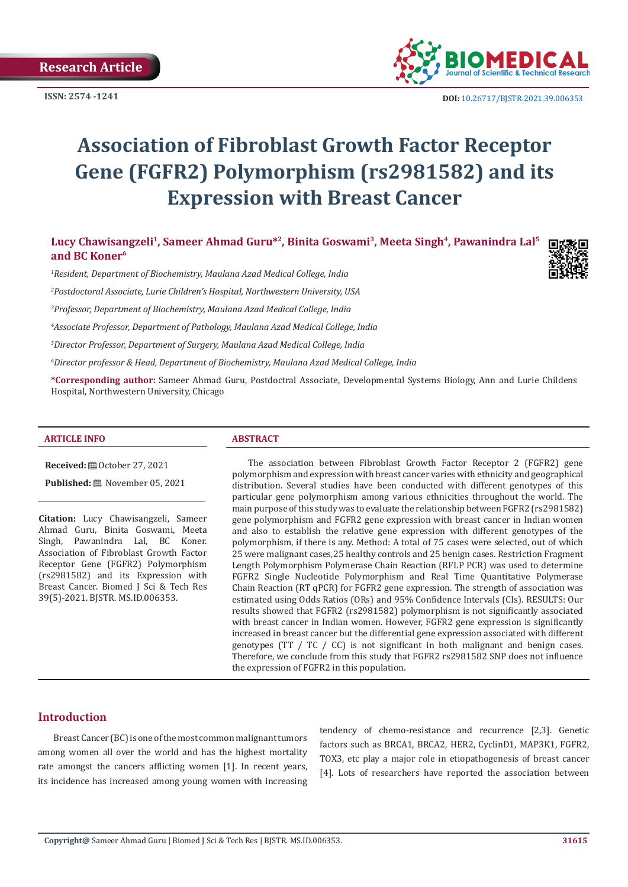Research Article

ISSN: 2574 -1241

DOI: 10.26717/BJSTR.2021.39.006353

# Association of Fibroblast Growth Factor Receptor Gene (FGFR2) Polymorphism (rs2981582) and its Expression with Breast Cancer

**Lucy Chawisangzeli[1], Sameer Ahmad Guru*[2], Binita Goswami[3], Meeta Singh[4], Pawanindra Lal[5] and BC Koner[6]**

*[1]Resident, Department of Biochemistry, Maulana Azad Medical College, India*

*[2]Postdoctoral Associate, Lurie Children's Hospital, Northwestern University, USA*

*[3]Professor, Department of Biochemistry, Maulana Azad Medical College, India*

*[4]Associate Professor, Department of Pathology, Maulana Azad Medical College, India*

*[5]Director Professor, Department of Surgery, Maulana Azad Medical College, India*

*[6]Director professor & Head, Department of Biochemistry, Maulana Azad Medical College, India*

**\*Corresponding author:** Sameer Ahmad Guru, Postdoctral Associate, Developmental Systems Biology, Ann and Lurie Childens Hospital, Northwestern University, Chicago

## ARTICLE INFO

**Received:** October 27, 2021

**Published:** November 05, 2021

**Citation:** Lucy Chawisangzeli, Sameer Ahmad Guru, Binita Goswami, Meeta Singh, Pawanindra Lal, BC Koner. Association of Fibroblast Growth Factor Receptor Gene (FGFR2) Polymorphism (rs2981582) and its Expression with Breast Cancer. Biomed J Sci & Tech Res 39(5)-2021. BJSTR. MS.ID.006353.

## ABSTRACT

The association between Fibroblast Growth Factor Receptor 2 (FGFR2) gene polymorphism and expression with breast cancer varies with ethnicity and geographical distribution. Several studies have been conducted with different genotypes of this particular gene polymorphism among various ethnicities throughout the world. The main purpose of this study was to evaluate the relationship between FGFR2 (rs2981582) gene polymorphism and FGFR2 gene expression with breast cancer in Indian women and also to establish the relative gene expression with different genotypes of the polymorphism, if there is any. Method: A total of 75 cases were selected, out of which 25 were malignant cases,25 healthy controls and 25 benign cases. Restriction Fragment Length Polymorphism Polymerase Chain Reaction (RFLP PCR) was used to determine FGFR2 Single Nucleotide Polymorphism and Real Time Quantitative Polymerase Chain Reaction (RT qPCR) for FGFR2 gene expression. The strength of association was estimated using Odds Ratios (ORs) and 95% Confidence Intervals (CIs). RESULTS: Our results showed that FGFR2 (rs2981582) polymorphism is not significantly associated with breast cancer in Indian women. However, FGFR2 gene expression is significantly increased in breast cancer but the differential gene expression associated with different genotypes (TT / TC / CC) is not significant in both malignant and benign cases. Therefore, we conclude from this study that FGFR2 rs2981582 SNP does not influence the expression of FGFR2 in this population.

## Introduction

Breast Cancer (BC) is one of the most common malignant tumors among women all over the world and has the highest mortality rate amongst the cancers afflicting women [1]. In recent years, its incidence has increased among young women with increasing tendency of chemo-resistance and recurrence [2,3]. Genetic factors such as BRCA1, BRCA2, HER2, CyclinD1, MAP3K1, FGFR2, TOX3, etc play a major role in etiopathogenesis of breast cancer [4]. Lots of researchers have reported the association between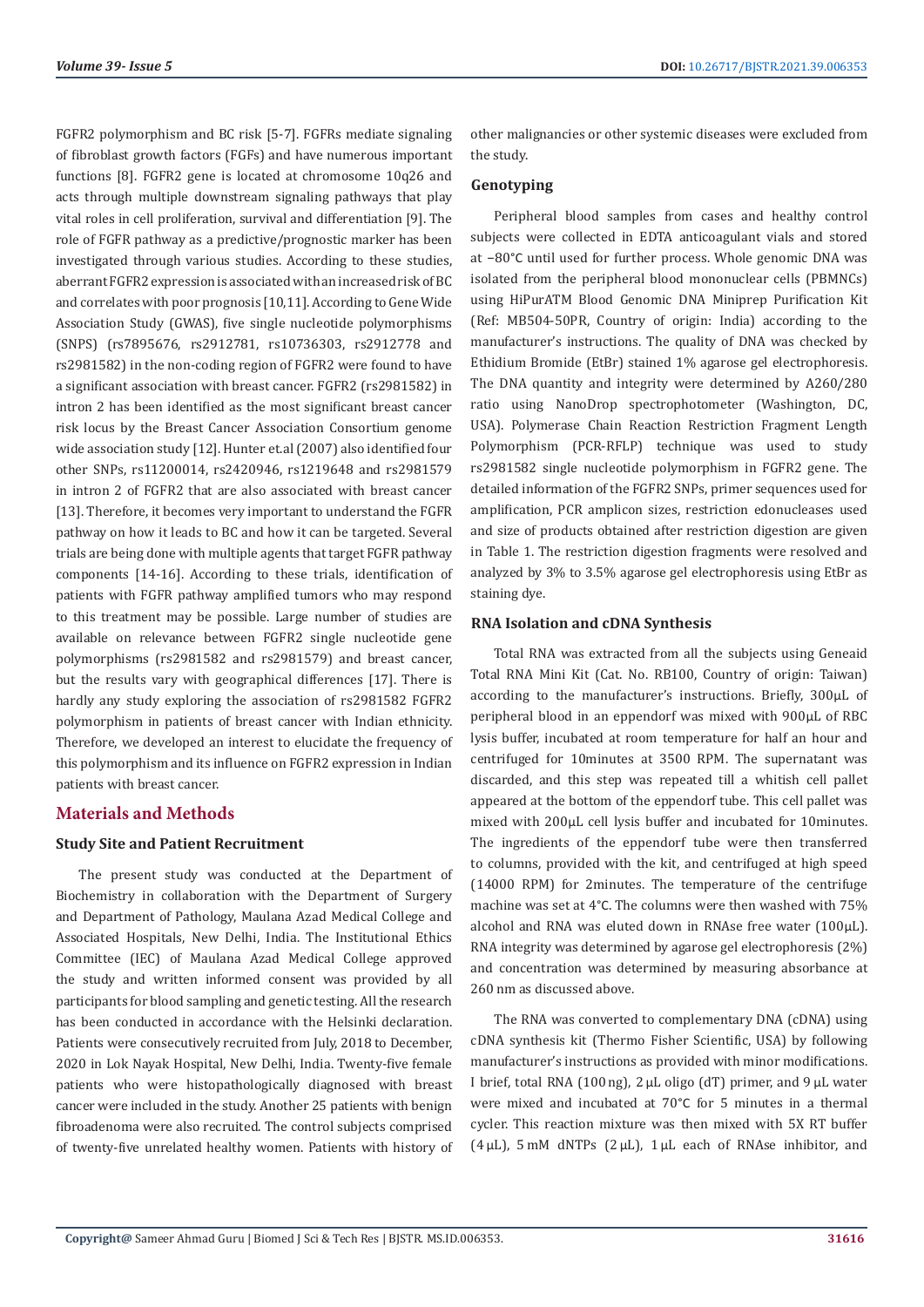FGFR2 polymorphism and BC risk [5-7]. FGFRs mediate signaling of fibroblast growth factors (FGFs) and have numerous important functions [8]. FGFR2 gene is located at chromosome 10q26 and acts through multiple downstream signaling pathways that play vital roles in cell proliferation, survival and differentiation [9]. The role of FGFR pathway as a predictive/prognostic marker has been investigated through various studies. According to these studies, aberrant FGFR2 expression is associated with an increased risk of BC and correlates with poor prognosis [10,11]. According to Gene Wide Association Study (GWAS), five single nucleotide polymorphisms (SNPS) (rs7895676, rs2912781, rs10736303, rs2912778 and rs2981582) in the non-coding region of FGFR2 were found to have a significant association with breast cancer. FGFR2 (rs2981582) in intron 2 has been identified as the most significant breast cancer risk locus by the Breast Cancer Association Consortium genome wide association study [12]. Hunter et.al (2007) also identified four other SNPs, rs11200014, rs2420946, rs1219648 and rs2981579 in intron 2 of FGFR2 that are also associated with breast cancer [13]. Therefore, it becomes very important to understand the FGFR pathway on how it leads to BC and how it can be targeted. Several trials are being done with multiple agents that target FGFR pathway components [14-16]. According to these trials, identification of patients with FGFR pathway amplified tumors who may respond to this treatment may be possible. Large number of studies are available on relevance between FGFR2 single nucleotide gene polymorphisms (rs2981582 and rs2981579) and breast cancer, but the results vary with geographical differences [17]. There is hardly any study exploring the association of rs2981582 FGFR2 polymorphism in patients of breast cancer with Indian ethnicity. Therefore, we developed an interest to elucidate the frequency of this polymorphism and its influence on FGFR2 expression in Indian patients with breast cancer.

## Materials and Methods

### Study Site and Patient Recruitment

The present study was conducted at the Department of Biochemistry in collaboration with the Department of Surgery and Department of Pathology, Maulana Azad Medical College and Associated Hospitals, New Delhi, India. The Institutional Ethics Committee (IEC) of Maulana Azad Medical College approved the study and written informed consent was provided by all participants for blood sampling and genetic testing. All the research has been conducted in accordance with the Helsinki declaration. Patients were consecutively recruited from July, 2018 to December, 2020 in Lok Nayak Hospital, New Delhi, India. Twenty-five female patients who were histopathologically diagnosed with breast cancer were included in the study. Another 25 patients with benign fibroadenoma were also recruited. The control subjects comprised of twenty-five unrelated healthy women. Patients with history of other malignancies or other systemic diseases were excluded from the study.

### Genotyping

Peripheral blood samples from cases and healthy control subjects were collected in EDTA anticoagulant vials and stored at −80°C until used for further process. Whole genomic DNA was isolated from the peripheral blood mononuclear cells (PBMNCs) using HiPurATM Blood Genomic DNA Miniprep Purification Kit (Ref: MB504-50PR, Country of origin: India) according to the manufacturer's instructions. The quality of DNA was checked by Ethidium Bromide (EtBr) stained 1% agarose gel electrophoresis. The DNA quantity and integrity were determined by A260/280 ratio using NanoDrop spectrophotometer (Washington, DC, USA). Polymerase Chain Reaction Restriction Fragment Length Polymorphism (PCR-RFLP) technique was used to study rs2981582 single nucleotide polymorphism in FGFR2 gene. The detailed information of the FGFR2 SNPs, primer sequences used for amplification, PCR amplicon sizes, restriction edonucleases used and size of products obtained after restriction digestion are given in Table 1. The restriction digestion fragments were resolved and analyzed by 3% to 3.5% agarose gel electrophoresis using EtBr as staining dye.

### RNA Isolation and cDNA Synthesis

Total RNA was extracted from all the subjects using Geneaid Total RNA Mini Kit (Cat. No. RB100, Country of origin: Taiwan) according to the manufacturer's instructions. Briefly, 300μL of peripheral blood in an eppendorf was mixed with 900μL of RBC lysis buffer, incubated at room temperature for half an hour and centrifuged for 10minutes at 3500 RPM. The supernatant was discarded, and this step was repeated till a whitish cell pallet appeared at the bottom of the eppendorf tube. This cell pallet was mixed with 200μL cell lysis buffer and incubated for 10minutes. The ingredients of the eppendorf tube were then transferred to columns, provided with the kit, and centrifuged at high speed (14000 RPM) for 2minutes. The temperature of the centrifuge machine was set at 4°C. The columns were then washed with 75% alcohol and RNA was eluted down in RNAse free water (100μL). RNA integrity was determined by agarose gel electrophoresis (2%) and concentration was determined by measuring absorbance at 260 nm as discussed above.

The RNA was converted to complementary DNA (cDNA) using cDNA synthesis kit (Thermo Fisher Scientific, USA) by following manufacturer's instructions as provided with minor modifications. I brief, total RNA (100 ng), 2 μL oligo (dT) primer, and 9 μL water were mixed and incubated at 70°C for 5 minutes in a thermal cycler. This reaction mixture was then mixed with 5X RT buffer (4 μL), 5 mM dNTPs (2 μL), 1 μL each of RNAse inhibitor, and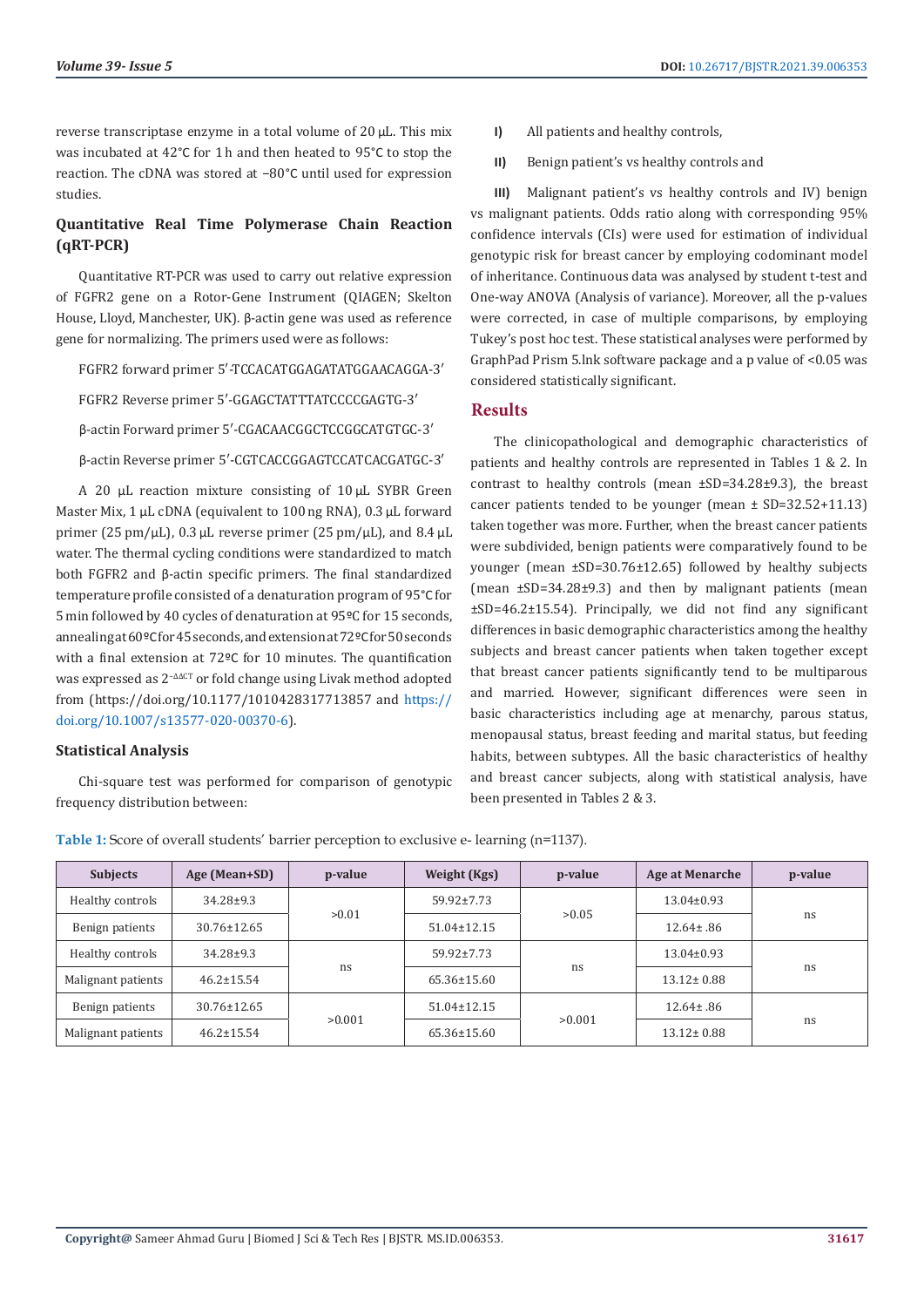reverse transcriptase enzyme in a total volume of 20 μL. This mix was incubated at 42°C for 1 h and then heated to 95°C to stop the reaction. The cDNA was stored at −80°C until used for expression studies.

### Quantitative Real Time Polymerase Chain Reaction (qRT-PCR)

Quantitative RT-PCR was used to carry out relative expression of FGFR2 gene on a Rotor-Gene Instrument (QIAGEN; Skelton House, Lloyd, Manchester, UK). β-actin gene was used as reference gene for normalizing. The primers used were as follows:

FGFR2 forward primer 5′-TCCACATGGAGATATGGAACAGGA-3′

FGFR2 Reverse primer 5′-GGAGCTATTTATCCCCGAGTG-3′

β-actin Forward primer 5′-CGACAACGGCTCCGGCATGTGC-3′

β-actin Reverse primer 5′-CGTCACCGGAGTCCATCACGATGC-3′

A 20 μL reaction mixture consisting of 10 μL SYBR Green Master Mix, 1 μL cDNA (equivalent to 100 ng RNA), 0.3 μL forward primer (25 pm/μL), 0.3 μL reverse primer (25 pm/μL), and 8.4 μL water. The thermal cycling conditions were standardized to match both FGFR2 and β-actin specific primers. The final standardized temperature profile consisted of a denaturation program of 95°C for 5 min followed by 40 cycles of denaturation at 95ºC for 15 seconds, annealing at 60ºC for 45 seconds, and extension at 72ºC for 50 seconds with a final extension at 72ºC for 10 minutes. The quantification was expressed as $2^{-\Delta\Delta CT}$ or fold change using Livak method adopted from (https://doi.org/10.1177/1010428317713857 and https://doi.org/10.1007/s13577-020-00370-6).

### Statistical Analysis

Chi-square test was performed for comparison of genotypic frequency distribution between:

I) All patients and healthy controls,

II) Benign patient's vs healthy controls and

III) Malignant patient's vs healthy controls and IV) benign vs malignant patients. Odds ratio along with corresponding 95% confidence intervals (CIs) were used for estimation of individual genotypic risk for breast cancer by employing codominant model of inheritance. Continuous data was analysed by student t-test and One-way ANOVA (Analysis of variance). Moreover, all the p-values were corrected, in case of multiple comparisons, by employing Tukey's post hoc test. These statistical analyses were performed by GraphPad Prism 5.lnk software package and a p value of <0.05 was considered statistically significant.

## Results

The clinicopathological and demographic characteristics of patients and healthy controls are represented in Tables 1 & 2. In contrast to healthy controls (mean ±SD=34.28±9.3), the breast cancer patients tended to be younger (mean ± SD=32.52+11.13) taken together was more. Further, when the breast cancer patients were subdivided, benign patients were comparatively found to be younger (mean ±SD=30.76±12.65) followed by healthy subjects (mean ±SD=34.28±9.3) and then by malignant patients (mean ±SD=46.2±15.54). Principally, we did not find any significant differences in basic demographic characteristics among the healthy subjects and breast cancer patients when taken together except that breast cancer patients significantly tend to be multiparous and married. However, significant differences were seen in basic characteristics including age at menarchy, parous status, menopausal status, breast feeding and marital status, but feeding habits, between subtypes. All the basic characteristics of healthy and breast cancer subjects, along with statistical analysis, have been presented in Tables 2 & 3.

**Table 1:** Score of overall students' barrier perception to exclusive e- learning (n=1137).

| Subjects | Age (Mean+SD) | p-value | Weight (Kgs) | p-value | Age at Menarche | p-value |
|---|---|---|---|---|---|---|
| Healthy controls | 34.28±9.3 | >0.01 | 59.92±7.73 | >0.05 | 13.04±0.93 | ns |
| Benign patients | 30.76±12.65 | | 51.04±12.15 | | 12.64± .86 | |
| Healthy controls | 34.28±9.3 | ns | 59.92±7.73 | ns | 13.04±0.93 | ns |
| Malignant patients | 46.2±15.54 | | 65.36±15.60 | | 13.12± 0.88 | |
| Benign patients | 30.76±12.65 | >0.001 | 51.04±12.15 | >0.001 | 12.64± .86 | ns |
| Malignant patients | 46.2±15.54 | | 65.36±15.60 | | 13.12± 0.88 | |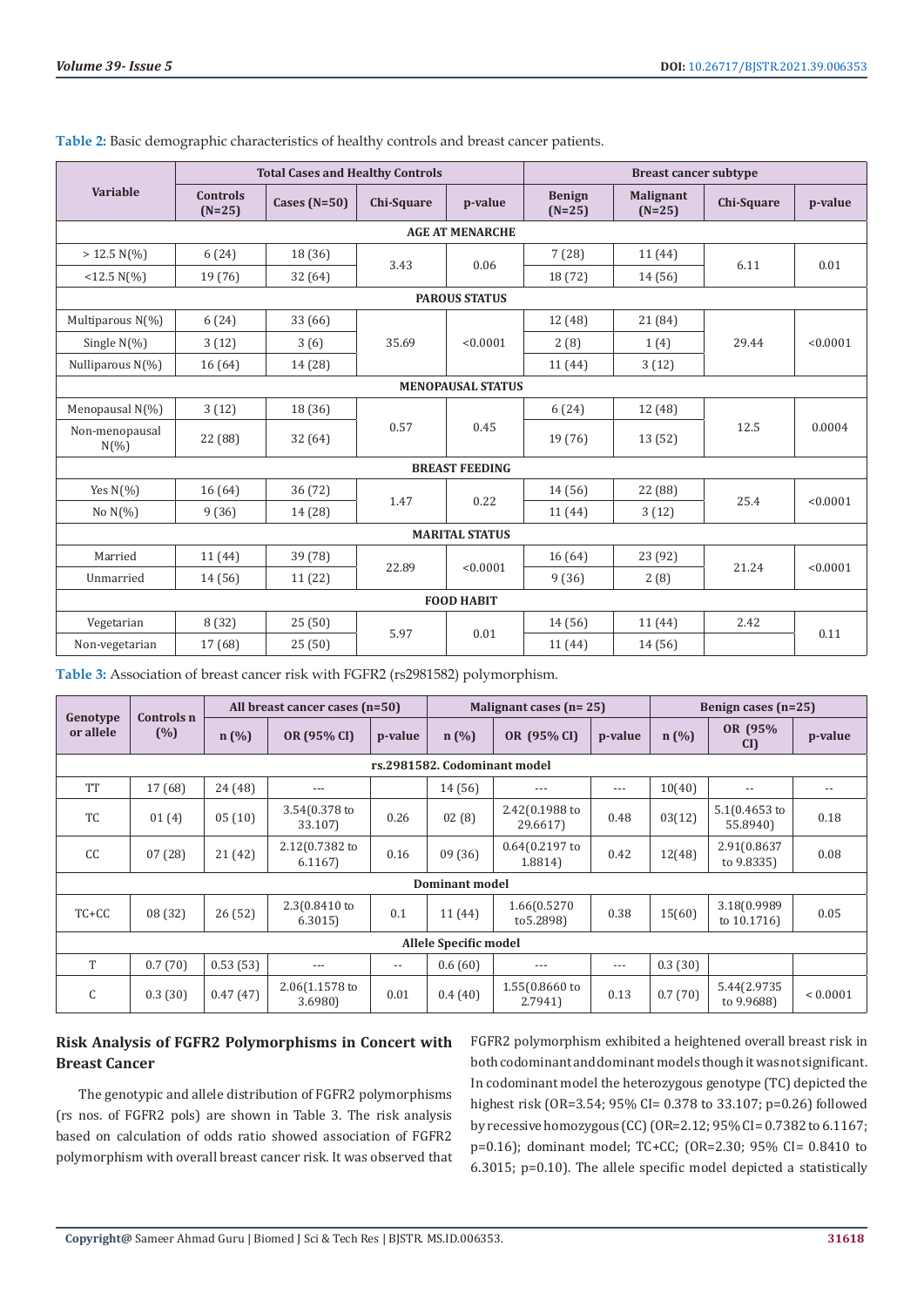**Table 2:** Basic demographic characteristics of healthy controls and breast cancer patients.

| Variable | Total Cases and Healthy Controls | | | | Breast cancer subtype | | | |
|---|---|---|---|---|---|---|---|---|
| | Controls (N=25) | Cases (N=50) | Chi-Square | p-value | Benign (N=25) | Malignant (N=25) | Chi-Square | p-value |
| **AGE AT MENARCHE** | | | | | | | | |
| > 12.5 N(%) | 6 (24) | 18 (36) | 3.43 | 0.06 | 7 (28) | 11 (44) | 6.11 | 0.01 |
| <12.5 N(%) | 19 (76) | 32 (64) | | | 18 (72) | 14 (56) | | |
| **PAROUS STATUS** | | | | | | | | |
| Multiparous N(%) | 6 (24) | 33 (66) | 35.69 | <0.0001 | 12 (48) | 21 (84) | 29.44 | <0.0001 |
| Single N(%) | 3 (12) | 3 (6) | | | 2 (8) | 1 (4) | | |
| Nulliparous N(%) | 16 (64) | 14 (28) | | | 11 (44) | 3 (12) | | |
| **MENOPAUSAL STATUS** | | | | | | | | |
| Menopausal N(%) | 3 (12) | 18 (36) | 0.57 | 0.45 | 6 (24) | 12 (48) | 12.5 | 0.0004 |
| Non-menopausal N(%) | 22 (88) | 32 (64) | | | 19 (76) | 13 (52) | | |
| **BREAST FEEDING** | | | | | | | | |
| Yes N(%) | 16 (64) | 36 (72) | 1.47 | 0.22 | 14 (56) | 22 (88) | 25.4 | <0.0001 |
| No N(%) | 9 (36) | 14 (28) | | | 11 (44) | 3 (12) | | |
| **MARITAL STATUS** | | | | | | | | |
| Married | 11 (44) | 39 (78) | 22.89 | <0.0001 | 16 (64) | 23 (92) | 21.24 | <0.0001 |
| Unmarried | 14 (56) | 11 (22) | | | 9 (36) | 2 (8) | | |
| **FOOD HABIT** | | | | | | | | |
| Vegetarian | 8 (32) | 25 (50) | 5.97 | 0.01 | 14 (56) | 11 (44) | 2.42 | 0.11 |
| Non-vegetarian | 17 (68) | 25 (50) | | | 11 (44) | 14 (56) | | |

**Table 3:** Association of breast cancer risk with FGFR2 (rs2981582) polymorphism.

| Genotype or allele | Controls n (%) | All breast cancer cases (n=50) | | | Malignant cases (n= 25) | | | Benign cases (n=25) | | |
|---|---|---|---|---|---|---|---|---|---|---|
| | | n (%) | OR (95% CI) | p-value | n (%) | OR (95% CI) | p-value | n (%) | OR (95% CI) | p-value |
| **rs.2981582. Codominant model** | | | | | | | | | | |
| TT | 17 (68) | 24 (48) | --- | | 14 (56) | --- | --- | 10(40) | -- | -- |
| TC | 01 (4) | 05 (10) | 3.54(0.378 to 33.107) | 0.26 | 02 (8) | 2.42(0.1988 to 29.6617) | 0.48 | 03(12) | 5.1(0.4653 to 55.8940) | 0.18 |
| CC | 07 (28) | 21 (42) | 2.12(0.7382 to 6.1167) | 0.16 | 09 (36) | 0.64(0.2197 to 1.8814) | 0.42 | 12(48) | 2.91(0.8637 to 9.8335) | 0.08 |
| **Dominant model** | | | | | | | | | | |
| TC+CC | 08 (32) | 26 (52) | 2.3(0.8410 to 6.3015) | 0.1 | 11 (44) | 1.66(0.5270 to5.2898) | 0.38 | 15(60) | 3.18(0.9989 to 10.1716) | 0.05 |
| **Allele Specific model** | | | | | | | | | | |
| T | 0.7 (70) | 0.53 (53) | --- | -- | 0.6 (60) | --- | --- | 0.3 (30) | | |
| C | 0.3 (30) | 0.47 (47) | 2.06(1.1578 to 3.6980) | 0.01 | 0.4 (40) | 1.55(0.8660 to 2.7941) | 0.13 | 0.7 (70) | 5.44(2.9735 to 9.9688) | < 0.0001 |

## Risk Analysis of FGFR2 Polymorphisms in Concert with Breast Cancer

The genotypic and allele distribution of FGFR2 polymorphisms (rs nos. of FGFR2 pols) are shown in Table 3. The risk analysis based on calculation of odds ratio showed association of FGFR2 polymorphism with overall breast cancer risk. It was observed that FGFR2 polymorphism exhibited a heightened overall breast risk in both codominant and dominant models though it was not significant. In codominant model the heterozygous genotype (TC) depicted the highest risk (OR=3.54; 95% CI= 0.378 to 33.107; p=0.26) followed by recessive homozygous (CC) (OR=2.12; 95% CI= 0.7382 to 6.1167; p=0.16); dominant model; TC+CC; (OR=2.30; 95% CI= 0.8410 to 6.3015; p=0.10). The allele specific model depicted a statistically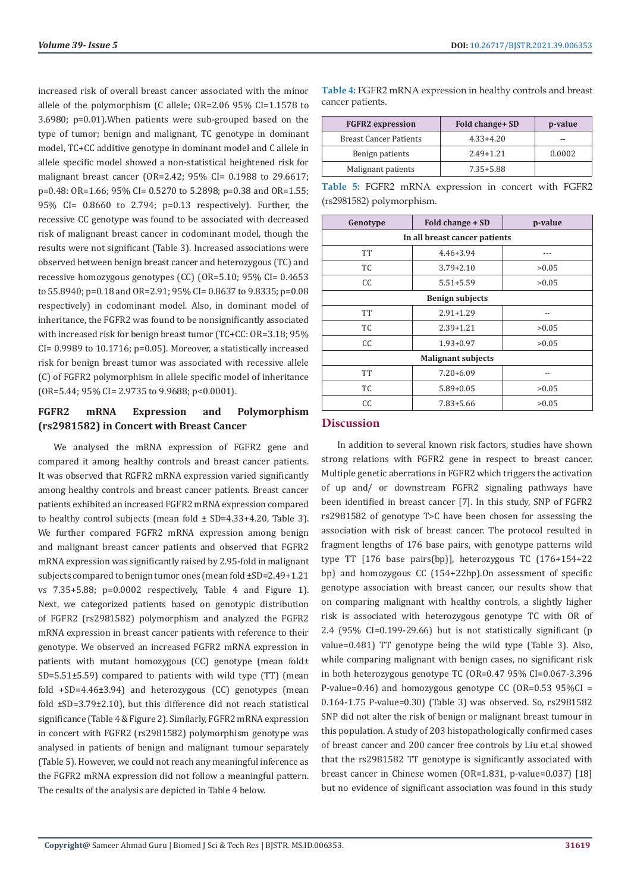increased risk of overall breast cancer associated with the minor allele of the polymorphism (C allele; OR=2.06 95% CI=1.1578 to 3.6980; p=0.01).When patients were sub-grouped based on the type of tumor; benign and malignant, TC genotype in dominant model, TC+CC additive genotype in dominant model and C allele in allele specific model showed a non-statistical heightened risk for malignant breast cancer (OR=2.42; 95% CI= 0.1988 to 29.6617; p=0.48: OR=1.66; 95% CI= 0.5270 to 5.2898; p=0.38 and OR=1.55; 95% CI= 0.8660 to 2.794; p=0.13 respectively). Further, the recessive CC genotype was found to be associated with decreased risk of malignant breast cancer in codominant model, though the results were not significant (Table 3). Increased associations were observed between benign breast cancer and heterozygous (TC) and recessive homozygous genotypes (CC) (OR=5.10; 95% CI= 0.4653 to 55.8940; p=0.18 and OR=2.91; 95% CI= 0.8637 to 9.8335; p=0.08 respectively) in codominant model. Also, in dominant model of inheritance, the FGFR2 was found to be nonsignificantly associated with increased risk for benign breast tumor (TC+CC: OR=3.18; 95% CI= 0.9989 to 10.1716; p=0.05). Moreover, a statistically increased risk for benign breast tumor was associated with recessive allele (C) of FGFR2 polymorphism in allele specific model of inheritance (OR=5.44; 95% CI= 2.9735 to 9.9688; p<0.0001).

## FGFR2 mRNA Expression and Polymorphism (rs2981582) in Concert with Breast Cancer

We analysed the mRNA expression of FGFR2 gene and compared it among healthy controls and breast cancer patients. It was observed that RGFR2 mRNA expression varied significantly among healthy controls and breast cancer patients. Breast cancer patients exhibited an increased FGFR2 mRNA expression compared to healthy control subjects (mean fold ± SD=4.33+4.20, Table 3). We further compared FGFR2 mRNA expression among benign and malignant breast cancer patients and observed that FGFR2 mRNA expression was significantly raised by 2.95-fold in malignant subjects compared to benign tumor ones (mean fold ±SD=2.49+1.21 vs 7.35+5.88; p=0.0002 respectively, Table 4 and Figure 1). Next, we categorized patients based on genotypic distribution of FGFR2 (rs2981582) polymorphism and analyzed the FGFR2 mRNA expression in breast cancer patients with reference to their genotype. We observed an increased FGFR2 mRNA expression in patients with mutant homozygous (CC) genotype (mean fold± SD=5.51±5.59) compared to patients with wild type (TT) (mean fold +SD=4.46±3.94) and heterozygous (CC) genotypes (mean fold ±SD=3.79±2.10), but this difference did not reach statistical significance (Table 4 & Figure 2). Similarly, FGFR2 mRNA expression in concert with FGFR2 (rs2981582) polymorphism genotype was analysed in patients of benign and malignant tumour separately (Table 5). However, we could not reach any meaningful inference as the FGFR2 mRNA expression did not follow a meaningful pattern. The results of the analysis are depicted in Table 4 below.

**Table 4:** FGFR2 mRNA expression in healthy controls and breast cancer patients.

| FGFR2 expression | Fold change+ SD | p-value |
|---|---|---|
| Breast Cancer Patients | 4.33+4.20 | -- |
| Benign patients | 2.49+1.21 | 0.0002 |
| Malignant patients | 7.35+5.88 | |

**Table 5:** FGFR2 mRNA expression in concert with FGFR2 (rs2981582) polymorphism.

| Genotype | Fold change + SD | p-value |
|---|---|---|
| **In all breast cancer patients** | | |
| TT | 4.46+3.94 | --- |
| TC | 3.79+2.10 | >0.05 |
| CC | 5.51+5.59 | >0.05 |
| **Benign subjects** | | |
| TT | 2.91+1.29 | -- |
| TC | 2.39+1.21 | >0.05 |
| CC | 1.93+0.97 | >0.05 |
| **Malignant subjects** | | |
| TT | 7.20+6.09 | -- |
| TC | 5.89+0.05 | >0.05 |
| CC | 7.83+5.66 | >0.05 |

## Discussion

In addition to several known risk factors, studies have shown strong relations with FGFR2 gene in respect to breast cancer. Multiple genetic aberrations in FGFR2 which triggers the activation of up and/ or downstream FGFR2 signaling pathways have been identified in breast cancer [7]. In this study, SNP of FGFR2 rs2981582 of genotype T>C have been chosen for assessing the association with risk of breast cancer. The protocol resulted in fragment lengths of 176 base pairs, with genotype patterns wild type TT [176 base pairs(bp)], heterozygous TC (176+154+22 bp) and homozygous CC (154+22bp).On assessment of specific genotype association with breast cancer, our results show that on comparing malignant with healthy controls, a slightly higher risk is associated with heterozygous genotype TC with OR of 2.4 (95% CI=0.199-29.66) but is not statistically significant (p value=0.481) TT genotype being the wild type (Table 3). Also, while comparing malignant with benign cases, no significant risk in both heterozygous genotype TC (OR=0.47 95% CI=0.067-3.396 P-value=0.46) and homozygous genotype CC (OR=0.53 95%CI = 0.164-1.75 P-value=0.30) (Table 3) was observed. So, rs2981582 SNP did not alter the risk of benign or malignant breast tumour in this population. A study of 203 histopathologically confirmed cases of breast cancer and 200 cancer free controls by Liu et.al showed that the rs2981582 TT genotype is significantly associated with breast cancer in Chinese women (OR=1.831, p-value=0.037) [18] but no evidence of significant association was found in this study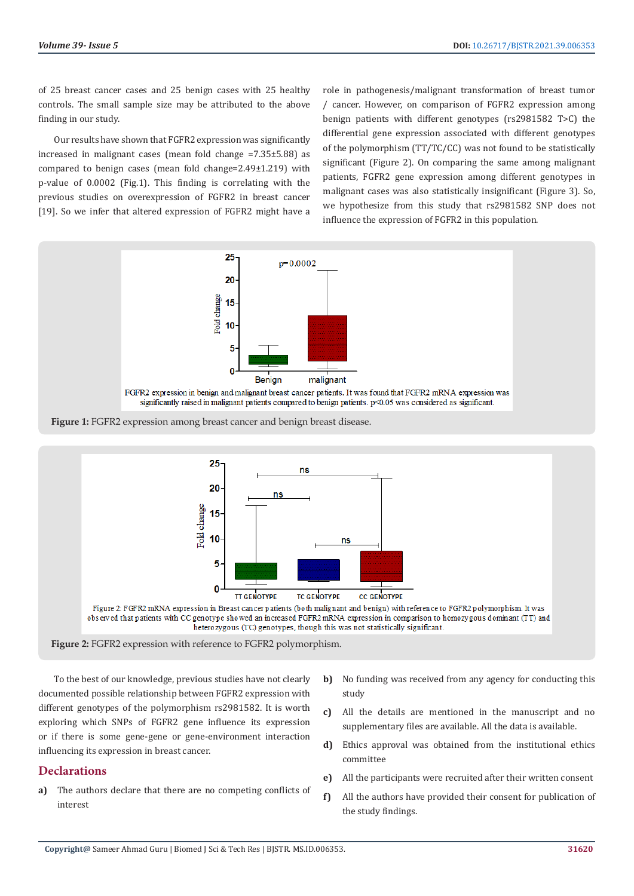of 25 breast cancer cases and 25 benign cases with 25 healthy controls. The small sample size may be attributed to the above finding in our study.

Our results have shown that FGFR2 expression was significantly increased in malignant cases (mean fold change =7.35±5.88) as compared to benign cases (mean fold change=2.49±1.219) with p-value of 0.0002 (Fig.1). This finding is correlating with the previous studies on overexpression of FGFR2 in breast cancer [19]. So we infer that altered expression of FGFR2 might have a role in pathogenesis/malignant transformation of breast tumor / cancer. However, on comparison of FGFR2 expression among benign patients with different genotypes (rs2981582 T>C) the differential gene expression associated with different genotypes of the polymorphism (TT/TC/CC) was not found to be statistically significant (Figure 2). On comparing the same among malignant patients, FGFR2 gene expression among different genotypes in malignant cases was also statistically insignificant (Figure 3). So, we hypothesize from this study that rs2981582 SNP does not influence the expression of FGFR2 in this population.

FGFR2 expression in benign and malignant breast cancer patients. It was found that FGFR2 mRNA expression was significantly raised in malignant patients compared to benign patients. p<0.05 was considered as significant.

**Figure 1:** FGFR2 expression among breast cancer and benign breast disease.

Figure 2. FGFR2 mRNA expression in Breast cancer patients (both malignant and benign) with reference to FGFR2 polymorphism. It was observed that patients with CC genotype showed an increased FGFR2 mRNA expression in comparison to homozygous dominant (TT) and heterozygous (TC) genotypes, though this was not statistically significant.

**Figure 2:** FGFR2 expression with reference to FGFR2 polymorphism.

To the best of our knowledge, previous studies have not clearly documented possible relationship between FGFR2 expression with different genotypes of the polymorphism rs2981582. It is worth exploring which SNPs of FGFR2 gene influence its expression or if there is some gene-gene or gene-environment interaction influencing its expression in breast cancer.

## Declarations

a) The authors declare that there are no competing conflicts of interest

b) No funding was received from any agency for conducting this study

c) All the details are mentioned in the manuscript and no supplementary files are available. All the data is available.

d) Ethics approval was obtained from the institutional ethics committee

e) All the participants were recruited after their written consent

f) All the authors have provided their consent for publication of the study findings.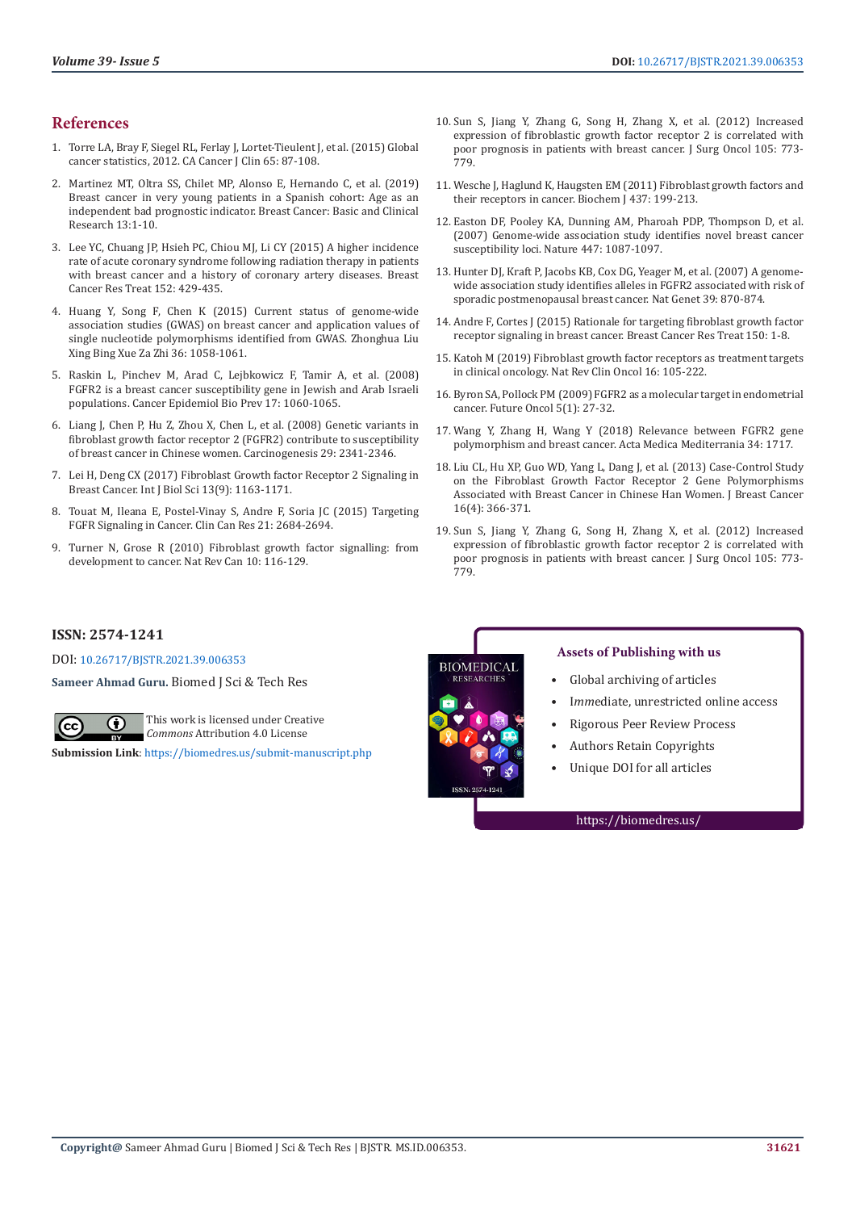## References

1. Torre LA, Bray F, Siegel RL, Ferlay J, Lortet-Tieulent J, et al. (2015) Global cancer statistics, 2012. CA Cancer J Clin 65: 87-108.
2. Martinez MT, Oltra SS, Chilet MP, Alonso E, Hernando C, et al. (2019) Breast cancer in very young patients in a Spanish cohort: Age as an independent bad prognostic indicator. Breast Cancer: Basic and Clinical Research 13:1-10.
3. Lee YC, Chuang JP, Hsieh PC, Chiou MJ, Li CY (2015) A higher incidence rate of acute coronary syndrome following radiation therapy in patients with breast cancer and a history of coronary artery diseases. Breast Cancer Res Treat 152: 429-435.
4. Huang Y, Song F, Chen K (2015) Current status of genome-wide association studies (GWAS) on breast cancer and application values of single nucleotide polymorphisms identified from GWAS. Zhonghua Liu Xing Bing Xue Za Zhi 36: 1058-1061.
5. Raskin L, Pinchev M, Arad C, Lejbkowicz F, Tamir A, et al. (2008) FGFR2 is a breast cancer susceptibility gene in Jewish and Arab Israeli populations. Cancer Epidemiol Bio Prev 17: 1060-1065.
6. Liang J, Chen P, Hu Z, Zhou X, Chen L, et al. (2008) Genetic variants in fibroblast growth factor receptor 2 (FGFR2) contribute to susceptibility of breast cancer in Chinese women. Carcinogenesis 29: 2341-2346.
7. Lei H, Deng CX (2017) Fibroblast Growth factor Receptor 2 Signaling in Breast Cancer. Int J Biol Sci 13(9): 1163-1171.
8. Touat M, Ileana E, Postel-Vinay S, Andre F, Soria JC (2015) Targeting FGFR Signaling in Cancer. Clin Can Res 21: 2684-2694.
9. Turner N, Grose R (2010) Fibroblast growth factor signalling: from development to cancer. Nat Rev Can 10: 116-129.
10. Sun S, Jiang Y, Zhang G, Song H, Zhang X, et al. (2012) Increased expression of fibroblastic growth factor receptor 2 is correlated with poor prognosis in patients with breast cancer. J Surg Oncol 105: 773-779.
11. Wesche J, Haglund K, Haugsten EM (2011) Fibroblast growth factors and their receptors in cancer. Biochem J 437: 199-213.
12. Easton DF, Pooley KA, Dunning AM, Pharoah PDP, Thompson D, et al. (2007) Genome-wide association study identifies novel breast cancer susceptibility loci. Nature 447: 1087-1097.
13. Hunter DJ, Kraft P, Jacobs KB, Cox DG, Yeager M, et al. (2007) A genome-wide association study identifies alleles in FGFR2 associated with risk of sporadic postmenopausal breast cancer. Nat Genet 39: 870-874.
14. Andre F, Cortes J (2015) Rationale for targeting fibroblast growth factor receptor signaling in breast cancer. Breast Cancer Res Treat 150: 1-8.
15. Katoh M (2019) Fibroblast growth factor receptors as treatment targets in clinical oncology. Nat Rev Clin Oncol 16: 105-222.
16. Byron SA, Pollock PM (2009) FGFR2 as a molecular target in endometrial cancer. Future Oncol 5(1): 27-32.
17. Wang Y, Zhang H, Wang Y (2018) Relevance between FGFR2 gene polymorphism and breast cancer. Acta Medica Mediterrania 34: 1717.
18. Liu CL, Hu XP, Guo WD, Yang L, Dang J, et al. (2013) Case-Control Study on the Fibroblast Growth Factor Receptor 2 Gene Polymorphisms Associated with Breast Cancer in Chinese Han Women. J Breast Cancer 16(4): 366-371.
19. Sun S, Jiang Y, Zhang G, Song H, Zhang X, et al. (2012) Increased expression of fibroblastic growth factor receptor 2 is correlated with poor prognosis in patients with breast cancer. J Surg Oncol 105: 773-779.

**ISSN: 2574-1241**

DOI: 10.26717/BJSTR.2021.39.006353

**Sameer Ahmad Guru.** Biomed J Sci & Tech Res

This work is licensed under Creative *Commons* Attribution 4.0 License

**Submission Link**: https://biomedres.us/submit-manuscript.php

**Assets of Publishing with us**

- Global archiving of articles
- Immediate, unrestricted online access
- Rigorous Peer Review Process
- Authors Retain Copyrights
- Unique DOI for all articles

https://biomedres.us/